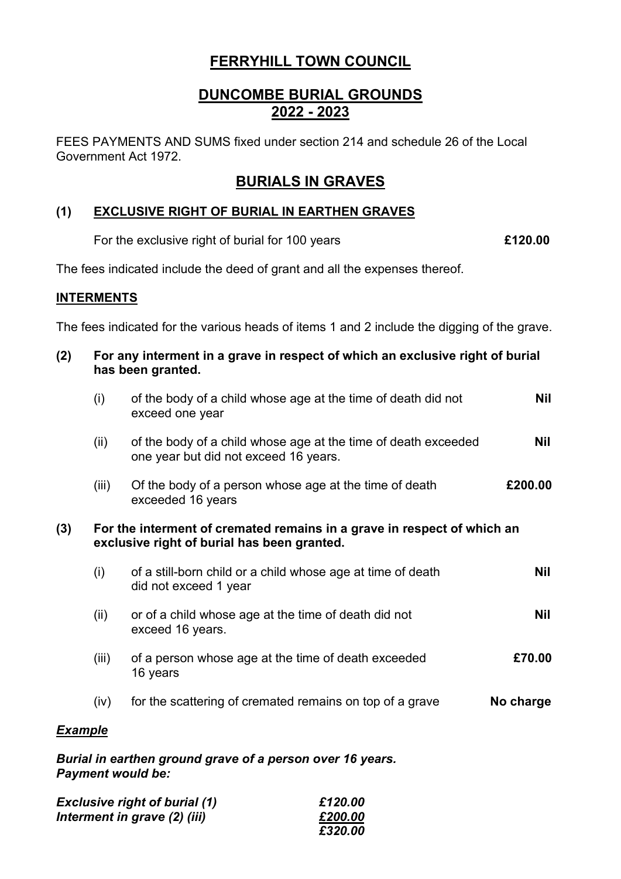# FERRYHILL TOWN COUNCIL

## DUNCOMBE BURIAL GROUNDS
## 2022 - 2023

FEES PAYMENTS AND SUMS fixed under section 214 and schedule 26 of the Local Government Act 1972.

## BURIALS IN GRAVES

### (1) EXCLUSIVE RIGHT OF BURIAL IN EARTHEN GRAVES

For the exclusive right of burial for 100 years **£120.00**

The fees indicated include the deed of grant and all the expenses thereof.

### INTERMENTS

The fees indicated for the various heads of items 1 and 2 include the digging of the grave.

**(2) For any interment in a grave in respect of which an exclusive right of burial has been granted.**

| | | |
|---|---|---|
| (i) | of the body of a child whose age at the time of death did not exceed one year | **Nil** |
| (ii) | of the body of a child whose age at the time of death exceeded one year but did not exceed 16 years. | **Nil** |
| (iii) | Of the body of a person whose age at the time of death exceeded 16 years | **£200.00** |

**(3) For the interment of cremated remains in a grave in respect of which an exclusive right of burial has been granted.**

| | | |
|---|---|---|
| (i) | of a still-born child or a child whose age at time of death did not exceed 1 year | **Nil** |
| (ii) | or of a child whose age at the time of death did not exceed 16 years. | **Nil** |
| (iii) | of a person whose age at the time of death exceeded 16 years | **£70.00** |
| (iv) | for the scattering of cremated remains on top of a grave | **No charge** |

***Example***

***Burial in earthen ground grave of a person over 16 years.***
***Payment would be:***

| | |
|---|---|
| ***Exclusive right of burial (1)*** | ***£120.00*** |
| ***Interment in grave (2) (iii)*** | ***£200.00*** |
| | ***£320.00*** |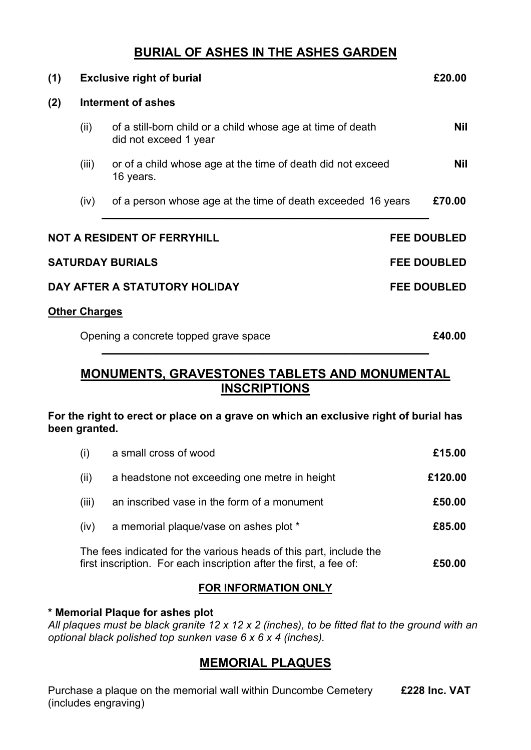## BURIAL OF ASHES IN THE ASHES GARDEN

| | | | |
|---|---|---|---|
| **(1)** | **Exclusive right of burial** | | **£20.00** |
| **(2)** | **Interment of ashes** | | |
| | (ii) | of a still-born child or a child whose age at time of death did not exceed 1 year | **Nil** |
| | (iii) | or of a child whose age at the time of death did not exceed 16 years. | **Nil** |
| | (iv) | of a person whose age at the time of death exceeded 16 years | **£70.00** |

| | |
|---|---|
| **NOT A RESIDENT OF FERRYHILL** | **FEE DOUBLED** |
| **SATURDAY BURIALS** | **FEE DOUBLED** |
| **DAY AFTER A STATUTORY HOLIDAY** | **FEE DOUBLED** |

**Other Charges**

| | |
|---|---|
| Opening a concrete topped grave space | **£40.00** |

## MONUMENTS, GRAVESTONES TABLETS AND MONUMENTAL INSCRIPTIONS

**For the right to erect or place on a grave on which an exclusive right of burial has been granted.**

| | | |
|---|---|---|
| (i) | a small cross of wood | **£15.00** |
| (ii) | a headstone not exceeding one metre in height | **£120.00** |
| (iii) | an inscribed vase in the form of a monument | **£50.00** |
| (iv) | a memorial plaque/vase on ashes plot * | **£85.00** |

The fees indicated for the various heads of this part, include the first inscription. For each inscription after the first, a fee of: **£50.00**

**FOR INFORMATION ONLY**

**\* Memorial Plaque for ashes plot**
*All plaques must be black granite 12 x 12 x 2 (inches), to be fitted flat to the ground with an optional black polished top sunken vase 6 x 6 x 4 (inches).*

## MEMORIAL PLAQUES

| | |
|---|---|
| Purchase a plaque on the memorial wall within Duncombe Cemetery (includes engraving) | **£228 Inc. VAT** |